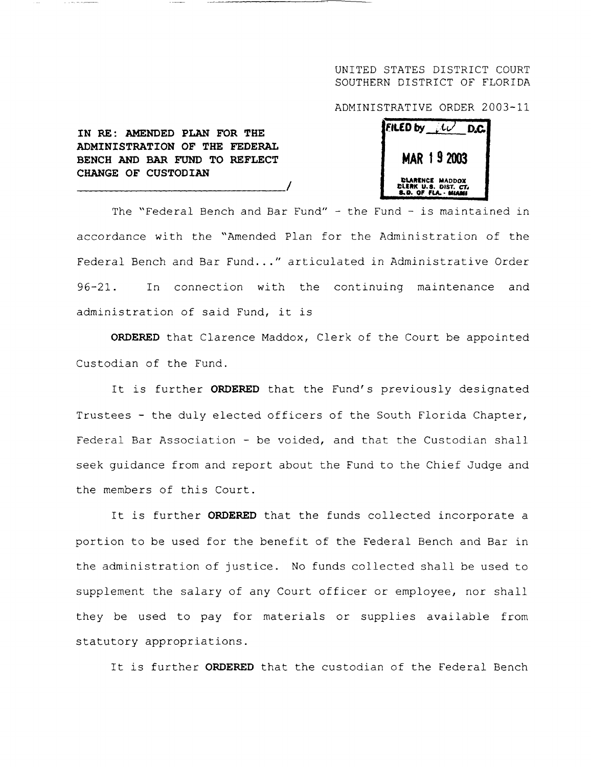UNITED STATES DISTRICT COURT
SOUTHERN DISTRICT OF FLORIDA

ADMINISTRATIVE ORDER 2003-11

**IN RE: AMENDED PLAN FOR THE ADMINISTRATION OF THE FEDERAL BENCH AND BAR FUND TO REFLECT CHANGE OF CUSTODIAN**
_______________________________/

FILED by ___ D.C.
MAR 19 2003
CLARENCE MADDOX
CLERK U.S. DIST. CT.
S.D. OF FLA. - MIAMI

The "Federal Bench and Bar Fund" - the Fund - is maintained in accordance with the "Amended Plan for the Administration of the Federal Bench and Bar Fund..." articulated in Administrative Order 96-21. In connection with the continuing maintenance and administration of said Fund, it is

**ORDERED** that Clarence Maddox, Clerk of the Court be appointed Custodian of the Fund.

It is further **ORDERED** that the Fund's previously designated Trustees - the duly elected officers of the South Florida Chapter, Federal Bar Association - be voided, and that the Custodian shall seek guidance from and report about the Fund to the Chief Judge and the members of this Court.

It is further **ORDERED** that the funds collected incorporate a portion to be used for the benefit of the Federal Bench and Bar in the administration of justice. No funds collected shall be used to supplement the salary of any Court officer or employee, nor shall they be used to pay for materials or supplies available from statutory appropriations.

It is further **ORDERED** that the custodian of the Federal Bench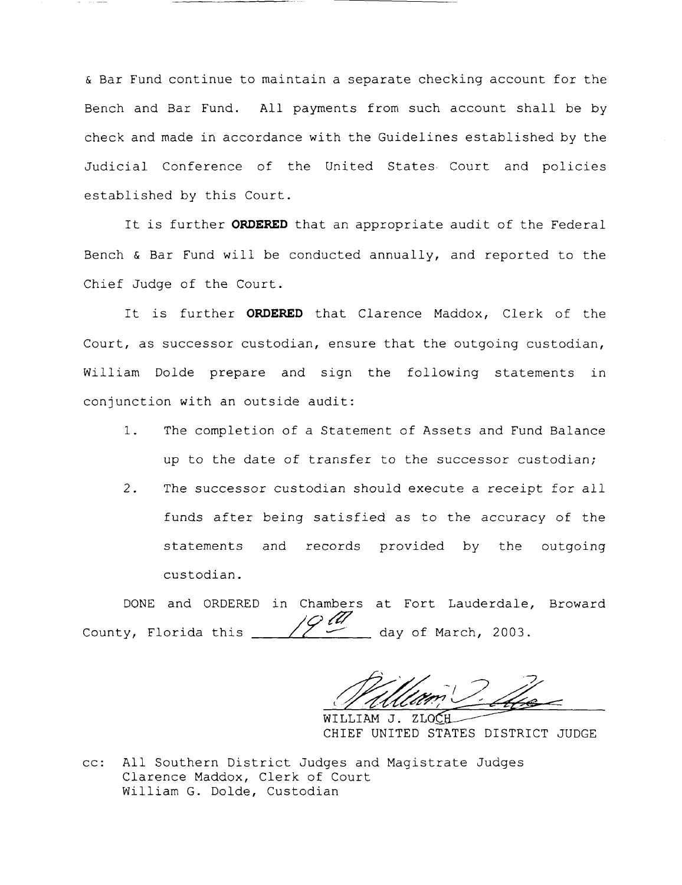& Bar Fund continue to maintain a separate checking account for the Bench and Bar Fund. All payments from such account shall be by check and made in accordance with the Guidelines established by the Judicial Conference of the United States Court and policies established by this Court.

It is further **ORDERED** that an appropriate audit of the Federal Bench & Bar Fund will be conducted annually, and reported to the Chief Judge of the Court.

It is further **ORDERED** that Clarence Maddox, Clerk of the Court, as successor custodian, ensure that the outgoing custodian, William Dolde prepare and sign the following statements in conjunction with an outside audit:

1. The completion of a Statement of Assets and Fund Balance up to the date of transfer to the successor custodian;
2. The successor custodian should execute a receipt for all funds after being satisfied as to the accuracy of the statements and records provided by the outgoing custodian.

DONE and ORDERED in Chambers at Fort Lauderdale, Broward County, Florida this 19th day of March, 2003.

WILLIAM J. ZLOCH
CHIEF UNITED STATES DISTRICT JUDGE

cc: All Southern District Judges and Magistrate Judges
Clarence Maddox, Clerk of Court
William G. Dolde, Custodian